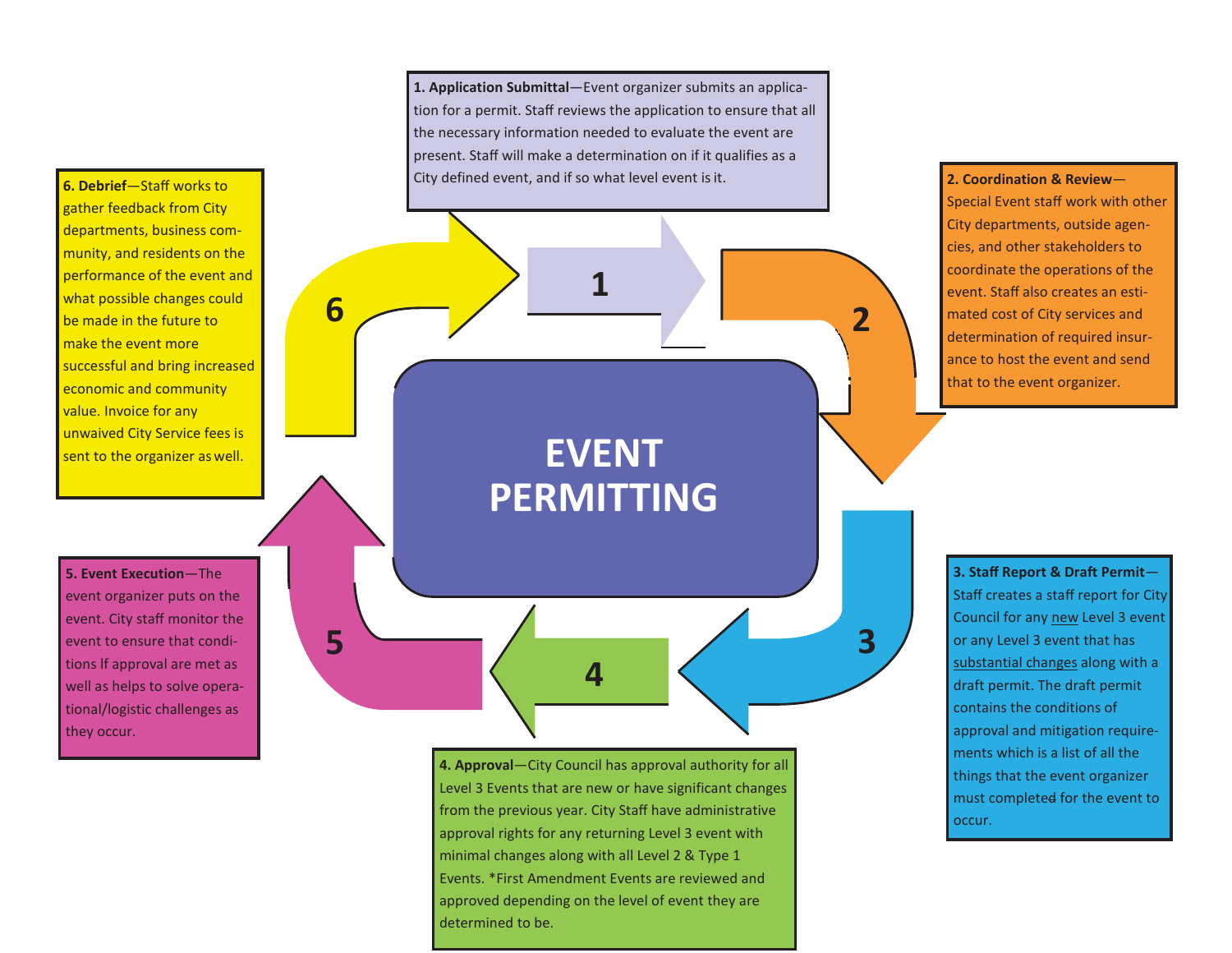# EVENT PERMITTING

**1. Application Submittal**—Event organizer submits an application for a permit. Staff reviews the application to ensure that all the necessary information needed to evaluate the event are present. Staff will make a determination on if it qualifies as a City defined event, and if so what level event is it.

**2. Coordination & Review**—Special Event staff work with other City departments, outside agencies, and other stakeholders to coordinate the operations of the event. Staff also creates an estimated cost of City services and determination of required insurance to host the event and send that to the event organizer.

**3. Staff Report & Draft Permit**—Staff creates a staff report for City Council for any new Level 3 event or any Level 3 event that has substantial changes along with a draft permit. The draft permit contains the conditions of approval and mitigation requirements which is a list of all the things that the event organizer must completed for the event to occur.

**4. Approval**—City Council has approval authority for all Level 3 Events that are new or have significant changes from the previous year. City Staff have administrative approval rights for any returning Level 3 event with minimal changes along with all Level 2 & Type 1 Events. *First Amendment Events are reviewed and approved depending on the level of event they are determined to be.

**5. Event Execution**—The event organizer puts on the event. City staff monitor the event to ensure that conditions If approval are met as well as helps to solve operational/logistic challenges as they occur.

**6. Debrief**—Staff works to gather feedback from City departments, business community, and residents on the performance of the event and what possible changes could be made in the future to make the event more successful and bring increased economic and community value. Invoice for any unwaived City Service fees is sent to the organizer as well.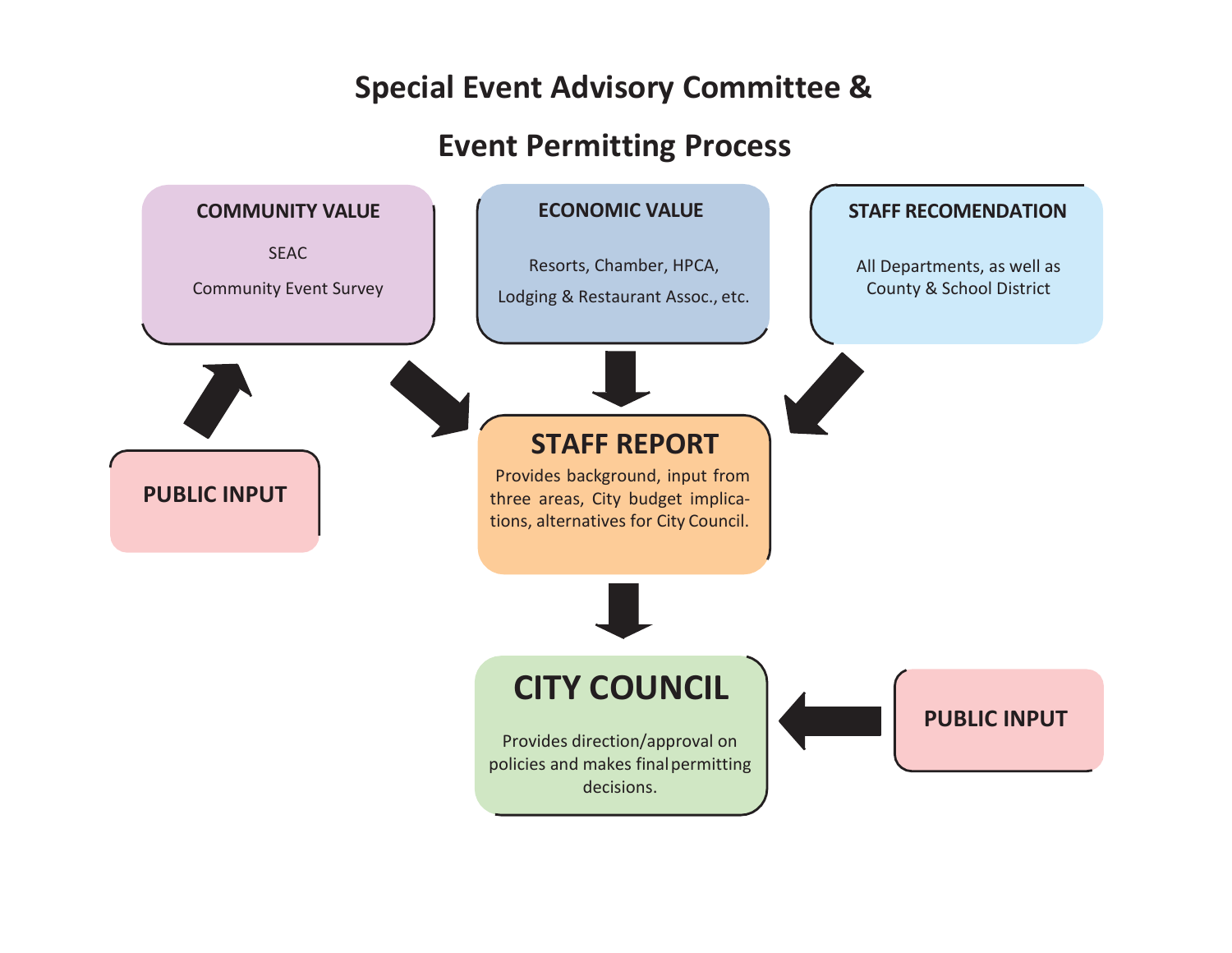# Special Event Advisory Committee &

# Event Permitting Process

**COMMUNITY VALUE**

SEAC

Community Event Survey

**ECONOMIC VALUE**

Resorts, Chamber, HPCA,

Lodging & Restaurant Assoc., etc.

**STAFF RECOMENDATION**

All Departments, as well as County & School District

**PUBLIC INPUT**

**STAFF REPORT**

Provides background, input from three areas, City budget implications, alternatives for City Council.

**CITY COUNCIL**

Provides direction/approval on policies and makes final permitting decisions.

**PUBLIC INPUT**